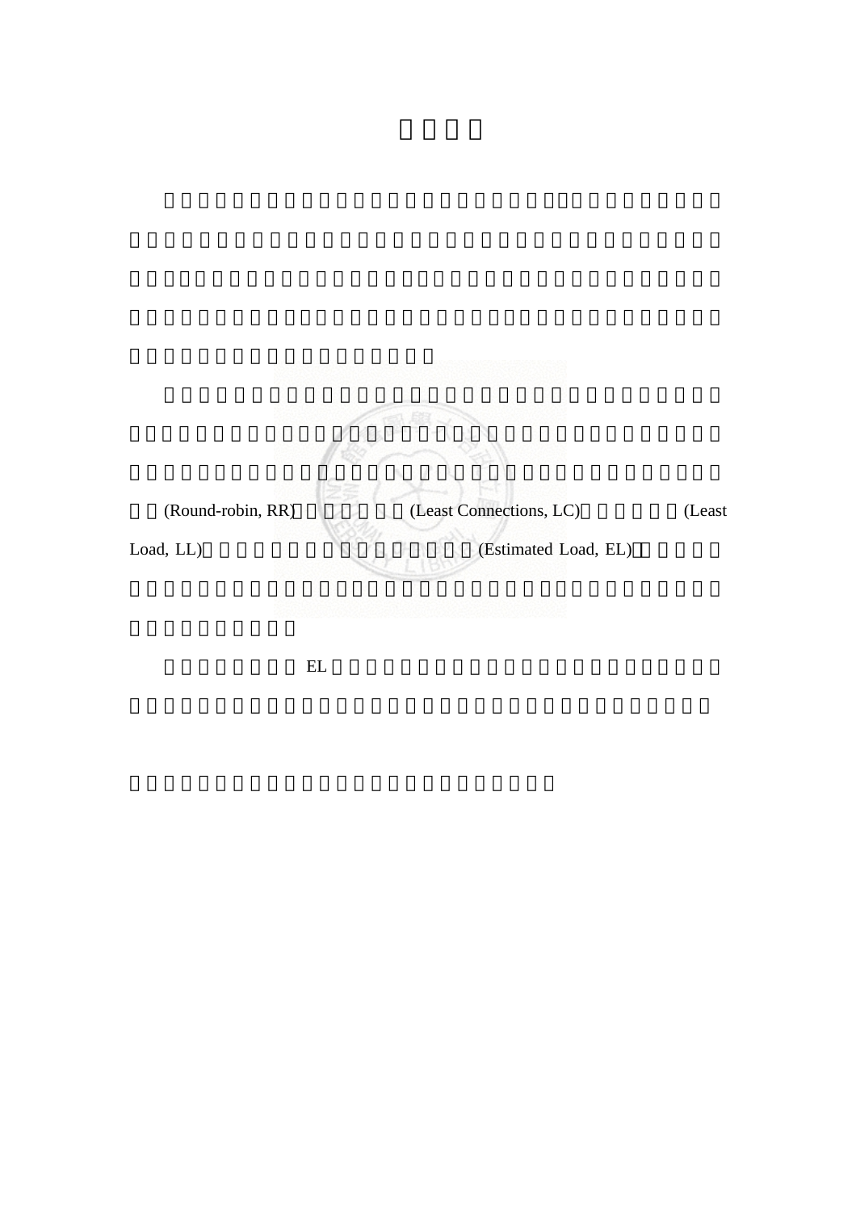(Round-robin, RR) (Least Connections, LC) (Least Load, LL) (Estimated Load, EL)

EL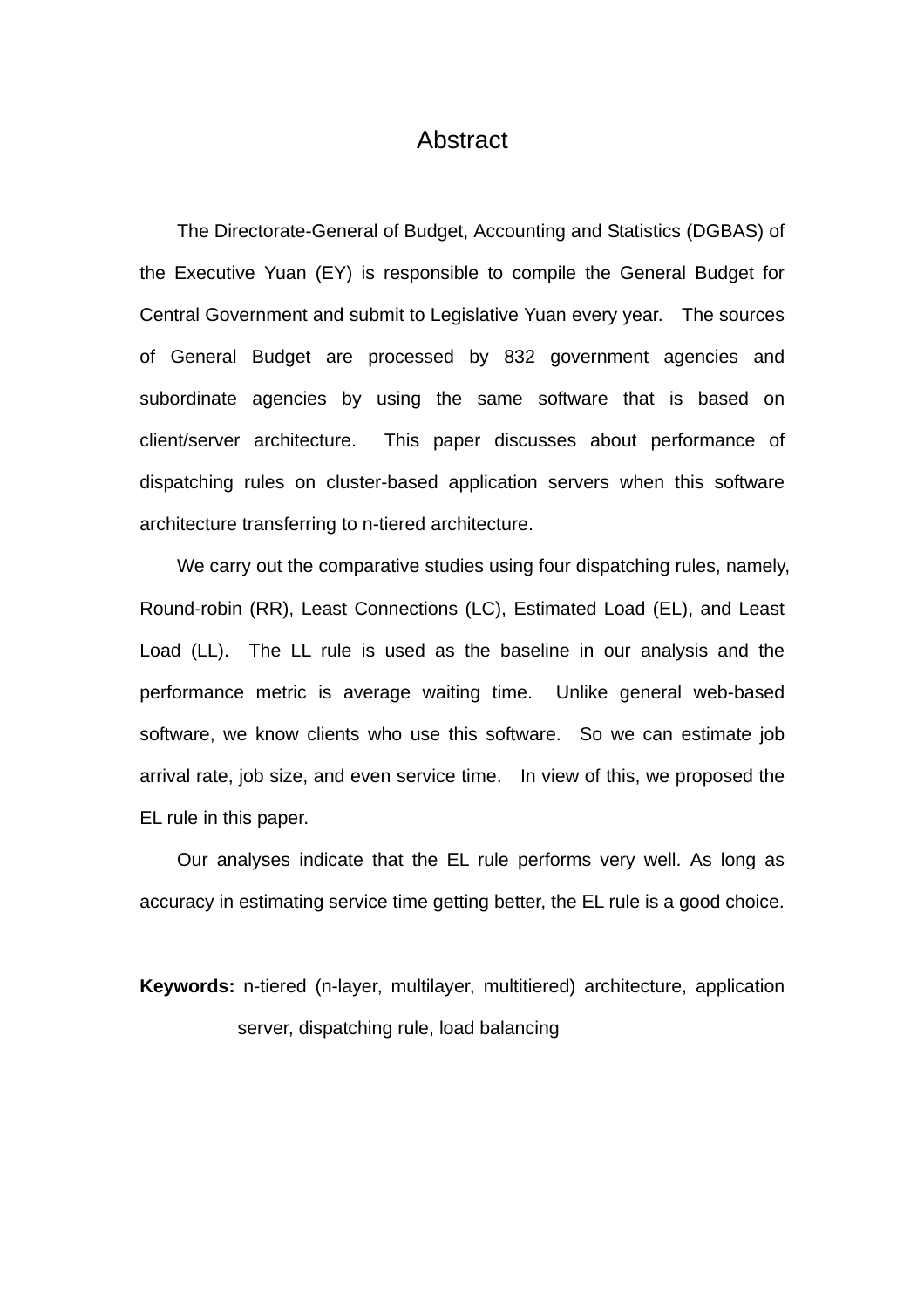# Abstract

The Directorate-General of Budget, Accounting and Statistics (DGBAS) of the Executive Yuan (EY) is responsible to compile the General Budget for Central Government and submit to Legislative Yuan every year. The sources of General Budget are processed by 832 government agencies and subordinate agencies by using the same software that is based on client/server architecture. This paper discusses about performance of dispatching rules on cluster-based application servers when this software architecture transferring to n-tiered architecture.

We carry out the comparative studies using four dispatching rules, namely, Round-robin (RR), Least Connections (LC), Estimated Load (EL), and Least Load (LL). The LL rule is used as the baseline in our analysis and the performance metric is average waiting time. Unlike general web-based software, we know clients who use this software. So we can estimate job arrival rate, job size, and even service time. In view of this, we proposed the EL rule in this paper.

Our analyses indicate that the EL rule performs very well. As long as accuracy in estimating service time getting better, the EL rule is a good choice.

**Keywords:** n-tiered (n-layer, multilayer, multitiered) architecture, application server, dispatching rule, load balancing